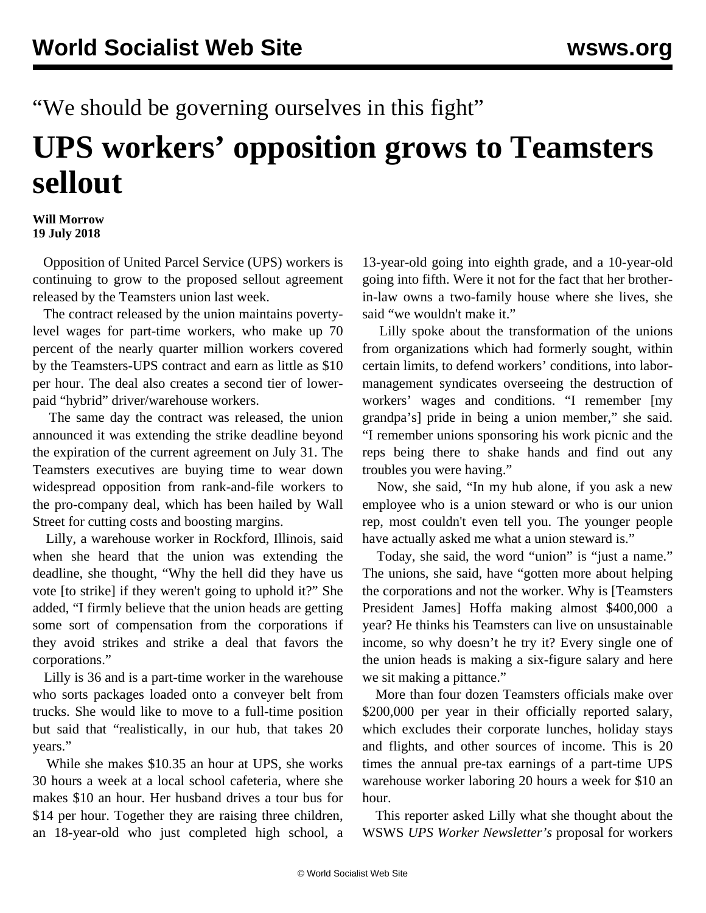“We should be governing ourselves in this fight”

# UPS workers’ opposition grows to Teamsters sellout

**Will Morrow**
**19 July 2018**

Opposition of United Parcel Service (UPS) workers is continuing to grow to the proposed sellout agreement released by the Teamsters union last week.

The contract released by the union maintains poverty-level wages for part-time workers, who make up 70 percent of the nearly quarter million workers covered by the Teamsters-UPS contract and earn as little as $10 per hour. The deal also creates a second tier of lower-paid “hybrid” driver/warehouse workers.

The same day the contract was released, the union announced it was extending the strike deadline beyond the expiration of the current agreement on July 31. The Teamsters executives are buying time to wear down widespread opposition from rank-and-file workers to the pro-company deal, which has been hailed by Wall Street for cutting costs and boosting margins.

Lilly, a warehouse worker in Rockford, Illinois, said when she heard that the union was extending the deadline, she thought, “Why the hell did they have us vote [to strike] if they weren't going to uphold it?” She added, “I firmly believe that the union heads are getting some sort of compensation from the corporations if they avoid strikes and strike a deal that favors the corporations.”

Lilly is 36 and is a part-time worker in the warehouse who sorts packages loaded onto a conveyer belt from trucks. She would like to move to a full-time position but said that “realistically, in our hub, that takes 20 years.”

While she makes $10.35 an hour at UPS, she works 30 hours a week at a local school cafeteria, where she makes $10 an hour. Her husband drives a tour bus for $14 per hour. Together they are raising three children, an 18-year-old who just completed high school, a 13-year-old going into eighth grade, and a 10-year-old going into fifth. Were it not for the fact that her brother-in-law owns a two-family house where she lives, she said “we wouldn't make it.”

Lilly spoke about the transformation of the unions from organizations which had formerly sought, within certain limits, to defend workers’ conditions, into labor-management syndicates overseeing the destruction of workers’ wages and conditions. “I remember [my grandpa’s] pride in being a union member,” she said. “I remember unions sponsoring his work picnic and the reps being there to shake hands and find out any troubles you were having.”

Now, she said, “In my hub alone, if you ask a new employee who is a union steward or who is our union rep, most couldn't even tell you. The younger people have actually asked me what a union steward is.”

Today, she said, the word “union” is “just a name.” The unions, she said, have “gotten more about helping the corporations and not the worker. Why is [Teamsters President James] Hoffa making almost $400,000 a year? He thinks his Teamsters can live on unsustainable income, so why doesn’t he try it? Every single one of the union heads is making a six-figure salary and here we sit making a pittance.”

More than four dozen Teamsters officials make over $200,000 per year in their officially reported salary, which excludes their corporate lunches, holiday stays and flights, and other sources of income. This is 20 times the annual pre-tax earnings of a part-time UPS warehouse worker laboring 20 hours a week for $10 an hour.

This reporter asked Lilly what she thought about the WSWS *UPS Worker Newsletter’s* proposal for workers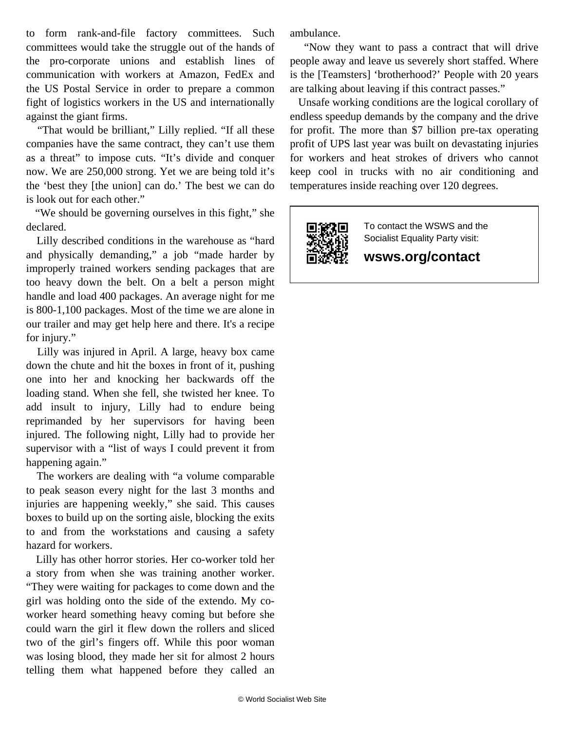to form rank-and-file factory committees. Such committees would take the struggle out of the hands of the pro-corporate unions and establish lines of communication with workers at Amazon, FedEx and the US Postal Service in order to prepare a common fight of logistics workers in the US and internationally against the giant firms.

"That would be brilliant," Lilly replied. "If all these companies have the same contract, they can't use them as a threat" to impose cuts. "It's divide and conquer now. We are 250,000 strong. Yet we are being told it's the 'best they [the union] can do.' The best we can do is look out for each other."

"We should be governing ourselves in this fight," she declared.

Lilly described conditions in the warehouse as "hard and physically demanding," a job "made harder by improperly trained workers sending packages that are too heavy down the belt. On a belt a person might handle and load 400 packages. An average night for me is 800-1,100 packages. Most of the time we are alone in our trailer and may get help here and there. It's a recipe for injury."

Lilly was injured in April. A large, heavy box came down the chute and hit the boxes in front of it, pushing one into her and knocking her backwards off the loading stand. When she fell, she twisted her knee. To add insult to injury, Lilly had to endure being reprimanded by her supervisors for having been injured. The following night, Lilly had to provide her supervisor with a "list of ways I could prevent it from happening again."

The workers are dealing with "a volume comparable to peak season every night for the last 3 months and injuries are happening weekly," she said. This causes boxes to build up on the sorting aisle, blocking the exits to and from the workstations and causing a safety hazard for workers.

Lilly has other horror stories. Her co-worker told her a story from when she was training another worker. "They were waiting for packages to come down and the girl was holding onto the side of the extendo. My co-worker heard something heavy coming but before she could warn the girl it flew down the rollers and sliced two of the girl's fingers off. While this poor woman was losing blood, they made her sit for almost 2 hours telling them what happened before they called an ambulance.

"Now they want to pass a contract that will drive people away and leave us severely short staffed. Where is the [Teamsters] 'brotherhood?' People with 20 years are talking about leaving if this contract passes."

Unsafe working conditions are the logical corollary of endless speedup demands by the company and the drive for profit. The more than $7 billion pre-tax operating profit of UPS last year was built on devastating injuries for workers and heat strokes of drivers who cannot keep cool in trucks with no air conditioning and temperatures inside reaching over 120 degrees.

To contact the WSWS and the Socialist Equality Party visit:

**wsws.org/contact**